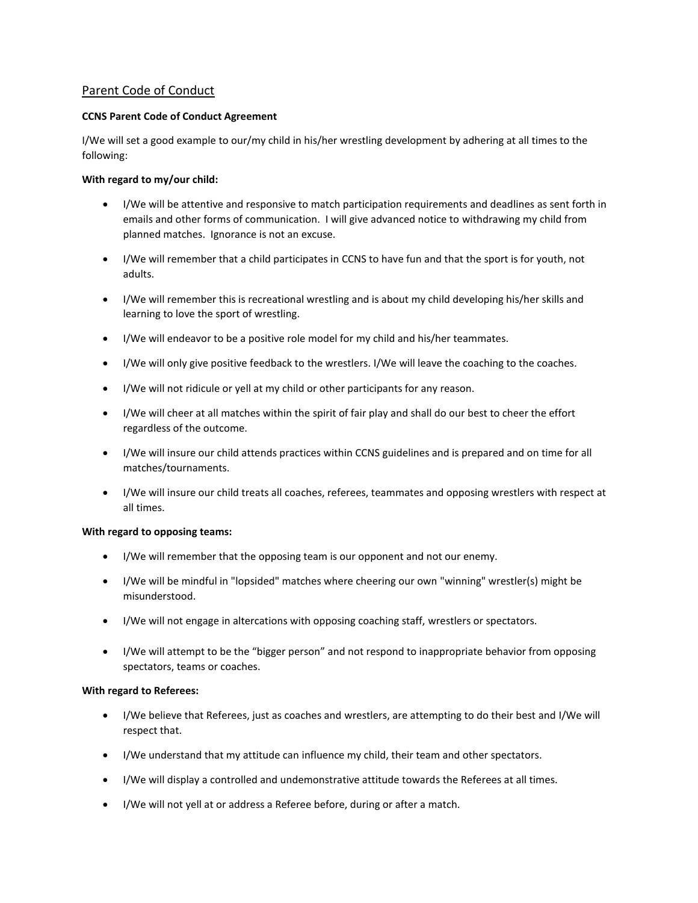## Parent Code of Conduct

**CCNS Parent Code of Conduct Agreement**

I/We will set a good example to our/my child in his/her wrestling development by adhering at all times to the following:

**With regard to my/our child:**

- I/We will be attentive and responsive to match participation requirements and deadlines as sent forth in emails and other forms of communication. I will give advanced notice to withdrawing my child from planned matches. Ignorance is not an excuse.
- I/We will remember that a child participates in CCNS to have fun and that the sport is for youth, not adults.
- I/We will remember this is recreational wrestling and is about my child developing his/her skills and learning to love the sport of wrestling.
- I/We will endeavor to be a positive role model for my child and his/her teammates.
- I/We will only give positive feedback to the wrestlers. I/We will leave the coaching to the coaches.
- I/We will not ridicule or yell at my child or other participants for any reason.
- I/We will cheer at all matches within the spirit of fair play and shall do our best to cheer the effort regardless of the outcome.
- I/We will insure our child attends practices within CCNS guidelines and is prepared and on time for all matches/tournaments.
- I/We will insure our child treats all coaches, referees, teammates and opposing wrestlers with respect at all times.

**With regard to opposing teams:**

- I/We will remember that the opposing team is our opponent and not our enemy.
- I/We will be mindful in "lopsided" matches where cheering our own "winning" wrestler(s) might be misunderstood.
- I/We will not engage in altercations with opposing coaching staff, wrestlers or spectators.
- I/We will attempt to be the "bigger person" and not respond to inappropriate behavior from opposing spectators, teams or coaches.

**With regard to Referees:**

- I/We believe that Referees, just as coaches and wrestlers, are attempting to do their best and I/We will respect that.
- I/We understand that my attitude can influence my child, their team and other spectators.
- I/We will display a controlled and undemonstrative attitude towards the Referees at all times.
- I/We will not yell at or address a Referee before, during or after a match.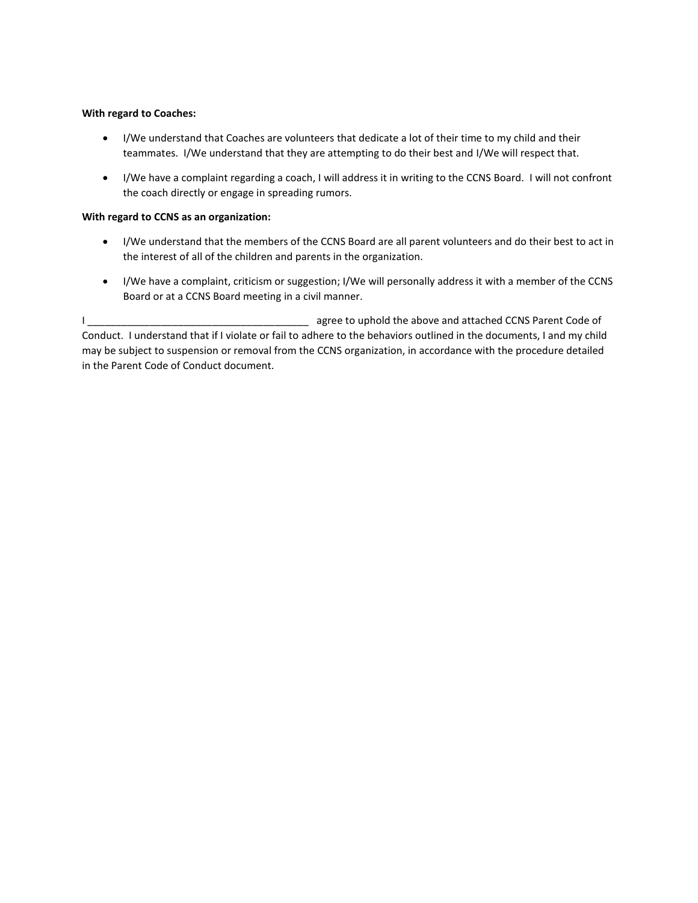**With regard to Coaches:**

- I/We understand that Coaches are volunteers that dedicate a lot of their time to my child and their teammates. I/We understand that they are attempting to do their best and I/We will respect that.
- I/We have a complaint regarding a coach, I will address it in writing to the CCNS Board. I will not confront the coach directly or engage in spreading rumors.

**With regard to CCNS as an organization:**

- I/We understand that the members of the CCNS Board are all parent volunteers and do their best to act in the interest of all of the children and parents in the organization.
- I/We have a complaint, criticism or suggestion; I/We will personally address it with a member of the CCNS Board or at a CCNS Board meeting in a civil manner.

I _______________________________________ agree to uphold the above and attached CCNS Parent Code of Conduct. I understand that if I violate or fail to adhere to the behaviors outlined in the documents, I and my child may be subject to suspension or removal from the CCNS organization, in accordance with the procedure detailed in the Parent Code of Conduct document.